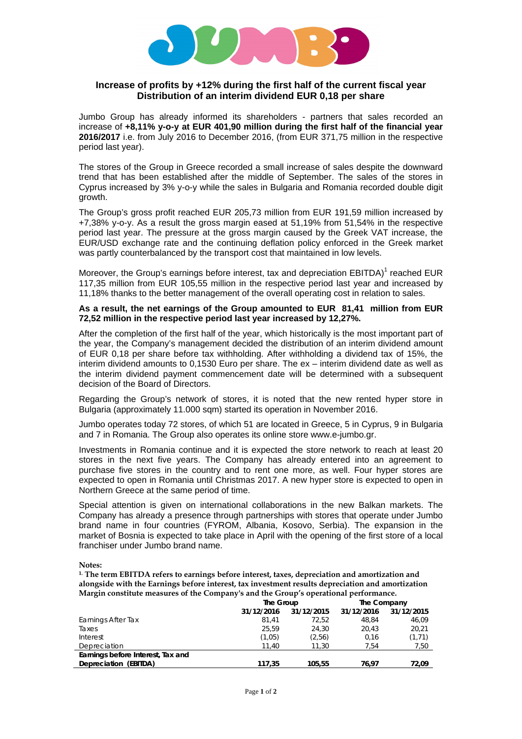**Increase of profits by +12% during the first half of the current fiscal year**
**Distribution of an interim dividend EUR 0,18 per share**

Jumbo Group has already informed its shareholders - partners that sales recorded an increase of **+8,11% y-o-y at EUR 401,90 million during the first half of the financial year 2016/2017** i.e. from July 2016 to December 2016, (from EUR 371,75 million in the respective period last year).

The stores of the Group in Greece recorded a small increase of sales despite the downward trend that has been established after the middle of September. The sales of the stores in Cyprus increased by 3% y-o-y while the sales in Bulgaria and Romania recorded double digit growth.

The Group's gross profit reached EUR 205,73 million from EUR 191,59 million increased by +7,38% y-o-y. As a result the gross margin eased at 51,19% from 51,54% in the respective period last year. The pressure at the gross margin caused by the Greek VAT increase, the EUR/USD exchange rate and the continuing deflation policy enforced in the Greek market was partly counterbalanced by the transport cost that maintained in low levels.

Moreover, the Group's earnings before interest, tax and depreciation EBITDA)[1] reached EUR 117,35 million from EUR 105,55 million in the respective period last year and increased by 11,18% thanks to the better management of the overall operating cost in relation to sales.

**As a result, the net earnings of the Group amounted to EUR 81,41 million from EUR 72,52 million in the respective period last year increased by 12,27%.**

After the completion of the first half of the year, which historically is the most important part of the year, the Company's management decided the distribution of an interim dividend amount of EUR 0,18 per share before tax withholding. After withholding a dividend tax of 15%, the interim dividend amounts to 0,1530 Euro per share. The ex – interim dividend date as well as the interim dividend payment commencement date will be determined with a subsequent decision of the Board of Directors.

Regarding the Group's network of stores, it is noted that the new rented hyper store in Bulgaria (approximately 11.000 sqm) started its operation in November 2016.

Jumbo operates today 72 stores, of which 51 are located in Greece, 5 in Cyprus, 9 in Bulgaria and 7 in Romania. The Group also operates its online store www.e-jumbo.gr.

Investments in Romania continue and it is expected the store network to reach at least 20 stores in the next five years. The Company has already entered into an agreement to purchase five stores in the country and to rent one more, as well. Four hyper stores are expected to open in Romania until Christmas 2017. A new hyper store is expected to open in Northern Greece at the same period of time.

Special attention is given on international collaborations in the new Balkan markets. The Company has already a presence through partnerships with stores that operate under Jumbo brand name in four countries (FYROM, Albania, Kosovo, Serbia). The expansion in the market of Bosnia is expected to take place in April with the opening of the first store of a local franchiser under Jumbo brand name.

**Notes:**

**[1] The term EBITDA refers to earnings before interest, taxes, depreciation and amortization and alongside with the Earnings before interest, tax investment results depreciation and amortization Margin constitute measures of the Company's and the Group's operational performance.**

| | The Group | | The Company | |
|---|---|---|---|---|
| | 31/12/2016 | 31/12/2015 | 31/12/2016 | 31/12/2015 |
| Earnings After Tax | 81,41 | 72,52 | 48,84 | 46,09 |
| Taxes | 25,59 | 24,30 | 20,43 | 20,21 |
| Interest | (1,05) | (2,56) | 0,16 | (1,71) |
| Depreciation | 11,40 | 11,30 | 7,54 | 7,50 |
| **Earnings before Interest, Tax and Depreciation (EBITDA)** | **117,35** | **105,55** | **76,97** | **72,09** |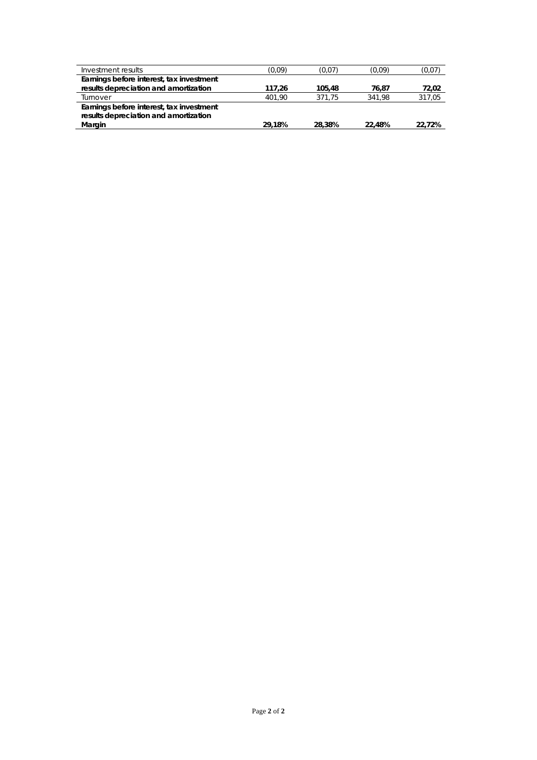| | | | | |
|---|---|---|---|---|
| Investment results | (0,09) | (0,07) | (0,09) | (0,07) |
| **Earnings before interest, tax investment results depreciation and amortization** | **117,26** | **105,48** | **76,87** | **72,02** |
| Turnover | 401,90 | 371,75 | 341,98 | 317,05 |
| **Earnings before interest, tax investment results depreciation and amortization Margin** | **29,18%** | **28,38%** | **22,48%** | **22,72%** |